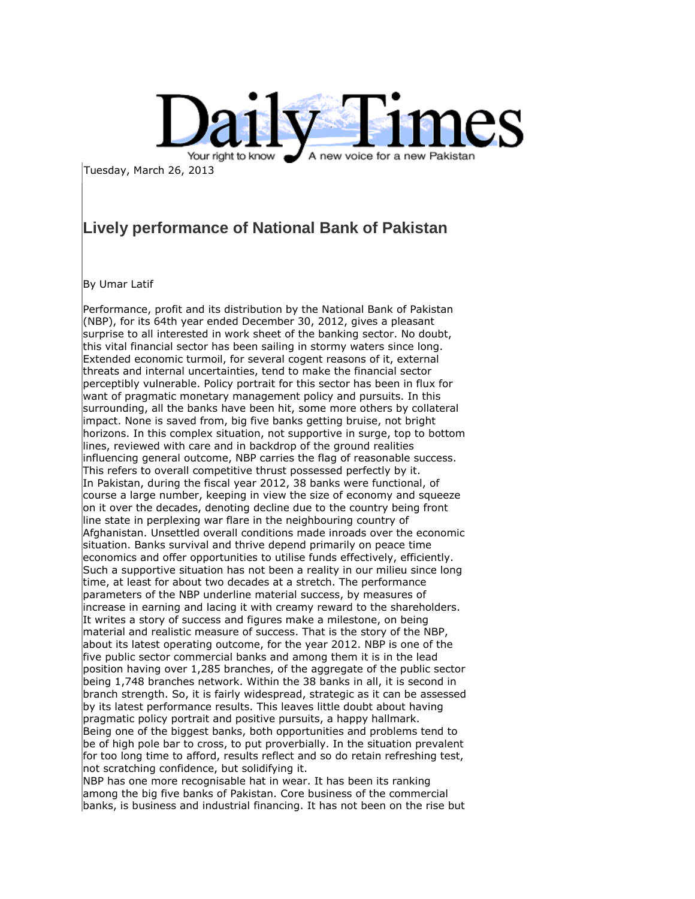Daily Times

Your right to know — A new voice for a new Pakistan

Tuesday, March 26, 2013

## Lively performance of National Bank of Pakistan

By Umar Latif

Performance, profit and its distribution by the National Bank of Pakistan (NBP), for its 64th year ended December 30, 2012, gives a pleasant surprise to all interested in work sheet of the banking sector. No doubt, this vital financial sector has been sailing in stormy waters since long. Extended economic turmoil, for several cogent reasons of it, external threats and internal uncertainties, tend to make the financial sector perceptibly vulnerable. Policy portrait for this sector has been in flux for want of pragmatic monetary management policy and pursuits. In this surrounding, all the banks have been hit, some more others by collateral impact. None is saved from, big five banks getting bruise, not bright horizons. In this complex situation, not supportive in surge, top to bottom lines, reviewed with care and in backdrop of the ground realities influencing general outcome, NBP carries the flag of reasonable success. This refers to overall competitive thrust possessed perfectly by it.

In Pakistan, during the fiscal year 2012, 38 banks were functional, of course a large number, keeping in view the size of economy and squeeze on it over the decades, denoting decline due to the country being front line state in perplexing war flare in the neighbouring country of Afghanistan. Unsettled overall conditions made inroads over the economic situation. Banks survival and thrive depend primarily on peace time economics and offer opportunities to utilise funds effectively, efficiently. Such a supportive situation has not been a reality in our milieu since long time, at least for about two decades at a stretch. The performance parameters of the NBP underline material success, by measures of increase in earning and lacing it with creamy reward to the shareholders. It writes a story of success and figures make a milestone, on being material and realistic measure of success. That is the story of the NBP, about its latest operating outcome, for the year 2012. NBP is one of the five public sector commercial banks and among them it is in the lead position having over 1,285 branches, of the aggregate of the public sector being 1,748 branches network. Within the 38 banks in all, it is second in branch strength. So, it is fairly widespread, strategic as it can be assessed by its latest performance results. This leaves little doubt about having pragmatic policy portrait and positive pursuits, a happy hallmark.

Being one of the biggest banks, both opportunities and problems tend to be of high pole bar to cross, to put proverbially. In the situation prevalent for too long time to afford, results reflect and so do retain refreshing test, not scratching confidence, but solidifying it.

NBP has one more recognisable hat in wear. It has been its ranking among the big five banks of Pakistan. Core business of the commercial banks, is business and industrial financing. It has not been on the rise but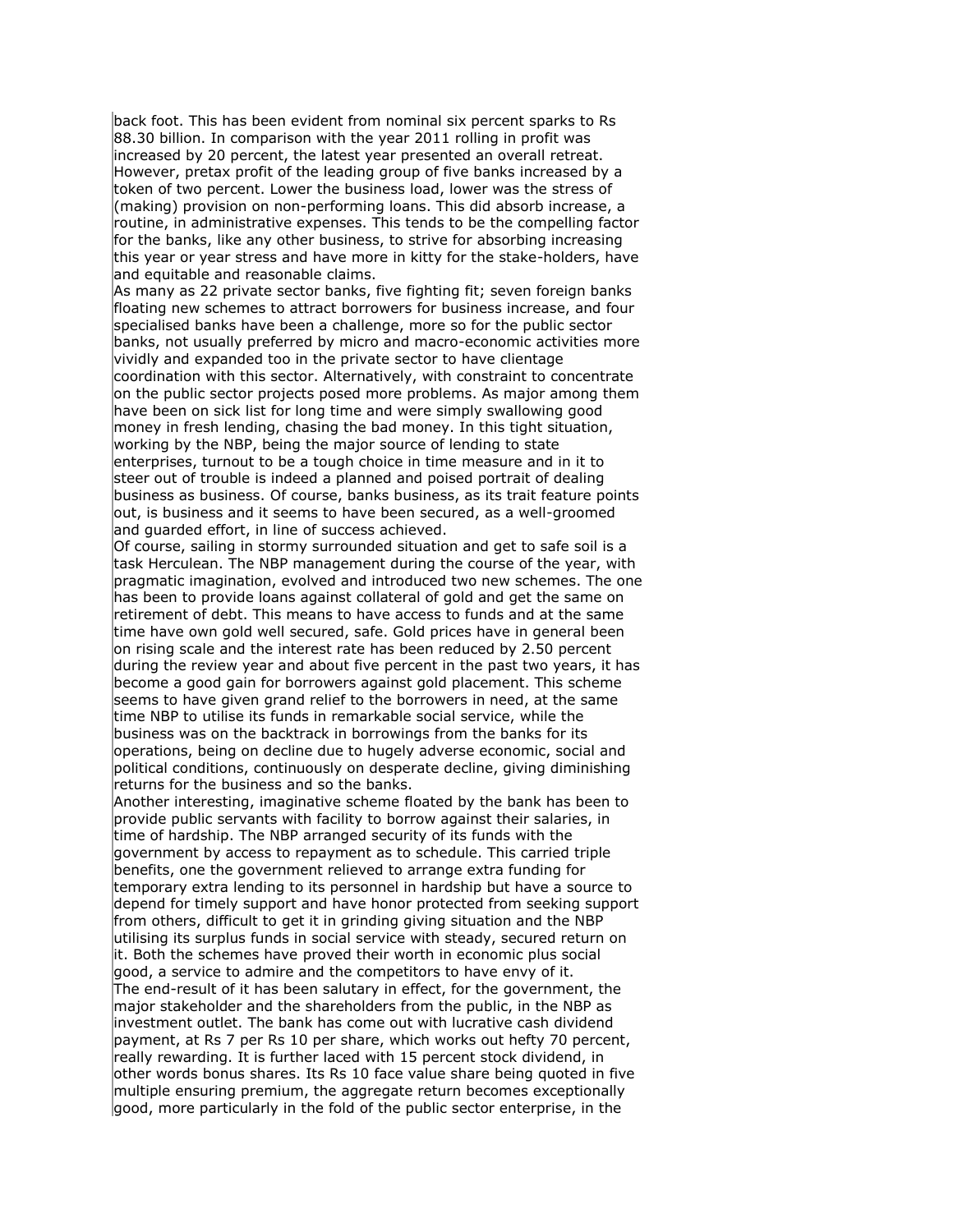back foot. This has been evident from nominal six percent sparks to Rs 88.30 billion. In comparison with the year 2011 rolling in profit was increased by 20 percent, the latest year presented an overall retreat. However, pretax profit of the leading group of five banks increased by a token of two percent. Lower the business load, lower was the stress of (making) provision on non-performing loans. This did absorb increase, a routine, in administrative expenses. This tends to be the compelling factor for the banks, like any other business, to strive for absorbing increasing this year or year stress and have more in kitty for the stake-holders, have and equitable and reasonable claims.

As many as 22 private sector banks, five fighting fit; seven foreign banks floating new schemes to attract borrowers for business increase, and four specialised banks have been a challenge, more so for the public sector banks, not usually preferred by micro and macro-economic activities more vividly and expanded too in the private sector to have clientage coordination with this sector. Alternatively, with constraint to concentrate on the public sector projects posed more problems. As major among them have been on sick list for long time and were simply swallowing good money in fresh lending, chasing the bad money. In this tight situation, working by the NBP, being the major source of lending to state enterprises, turnout to be a tough choice in time measure and in it to steer out of trouble is indeed a planned and poised portrait of dealing business as business. Of course, banks business, as its trait feature points out, is business and it seems to have been secured, as a well-groomed and guarded effort, in line of success achieved.

Of course, sailing in stormy surrounded situation and get to safe soil is a task Herculean. The NBP management during the course of the year, with pragmatic imagination, evolved and introduced two new schemes. The one has been to provide loans against collateral of gold and get the same on retirement of debt. This means to have access to funds and at the same time have own gold well secured, safe. Gold prices have in general been on rising scale and the interest rate has been reduced by 2.50 percent during the review year and about five percent in the past two years, it has become a good gain for borrowers against gold placement. This scheme seems to have given grand relief to the borrowers in need, at the same time NBP to utilise its funds in remarkable social service, while the business was on the backtrack in borrowings from the banks for its operations, being on decline due to hugely adverse economic, social and political conditions, continuously on desperate decline, giving diminishing returns for the business and so the banks.

Another interesting, imaginative scheme floated by the bank has been to provide public servants with facility to borrow against their salaries, in time of hardship. The NBP arranged security of its funds with the government by access to repayment as to schedule. This carried triple benefits, one the government relieved to arrange extra funding for temporary extra lending to its personnel in hardship but have a source to depend for timely support and have honor protected from seeking support from others, difficult to get it in grinding giving situation and the NBP utilising its surplus funds in social service with steady, secured return on it. Both the schemes have proved their worth in economic plus social good, a service to admire and the competitors to have envy of it.

The end-result of it has been salutary in effect, for the government, the major stakeholder and the shareholders from the public, in the NBP as investment outlet. The bank has come out with lucrative cash dividend payment, at Rs 7 per Rs 10 per share, which works out hefty 70 percent, really rewarding. It is further laced with 15 percent stock dividend, in other words bonus shares. Its Rs 10 face value share being quoted in five multiple ensuring premium, the aggregate return becomes exceptionally good, more particularly in the fold of the public sector enterprise, in the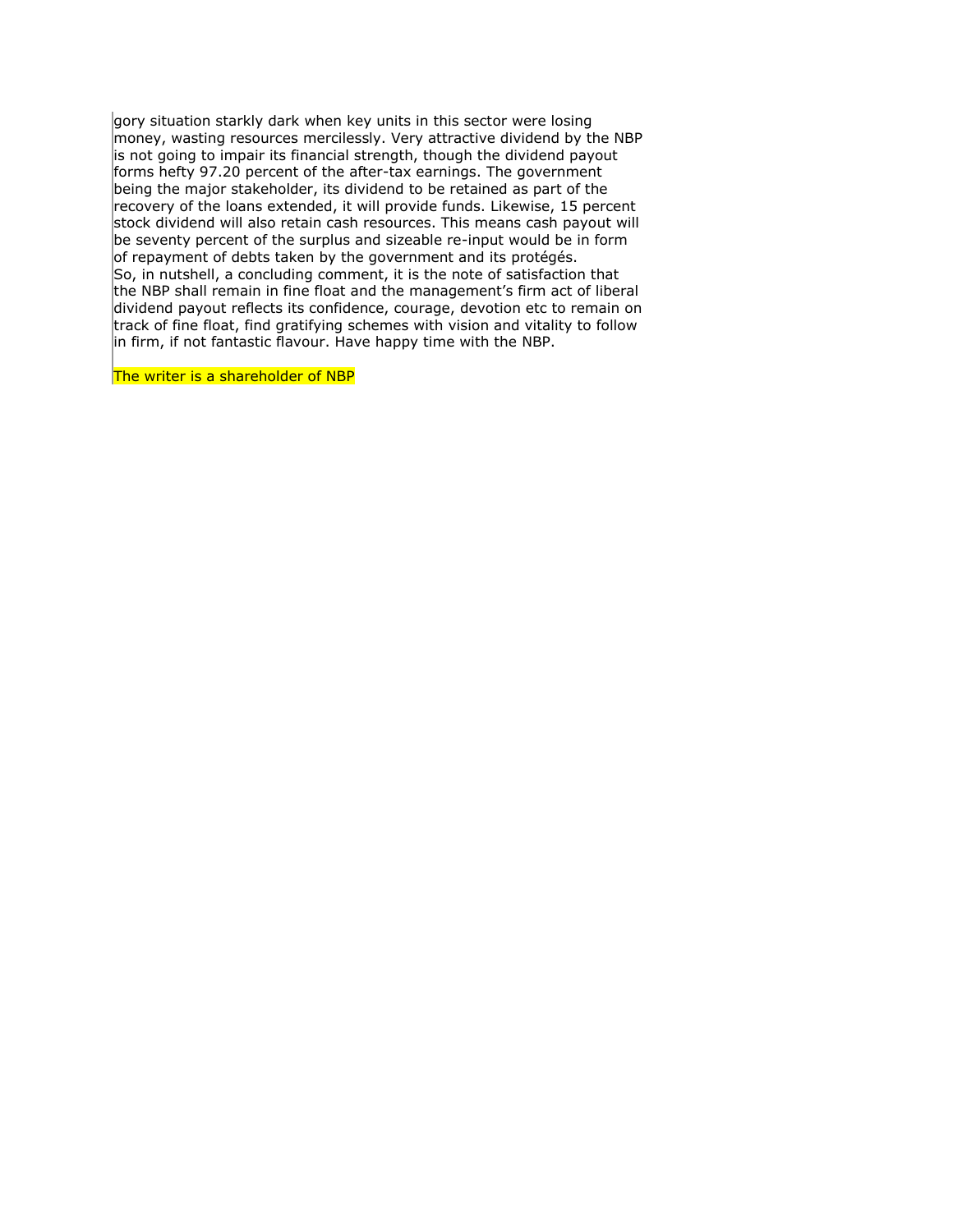gory situation starkly dark when key units in this sector were losing money, wasting resources mercilessly. Very attractive dividend by the NBP is not going to impair its financial strength, though the dividend payout forms hefty 97.20 percent of the after-tax earnings. The government being the major stakeholder, its dividend to be retained as part of the recovery of the loans extended, it will provide funds. Likewise, 15 percent stock dividend will also retain cash resources. This means cash payout will be seventy percent of the surplus and sizeable re-input would be in form of repayment of debts taken by the government and its protégés.

So, in nutshell, a concluding comment, it is the note of satisfaction that the NBP shall remain in fine float and the management's firm act of liberal dividend payout reflects its confidence, courage, devotion etc to remain on track of fine float, find gratifying schemes with vision and vitality to follow in firm, if not fantastic flavour. Have happy time with the NBP.

The writer is a shareholder of NBP